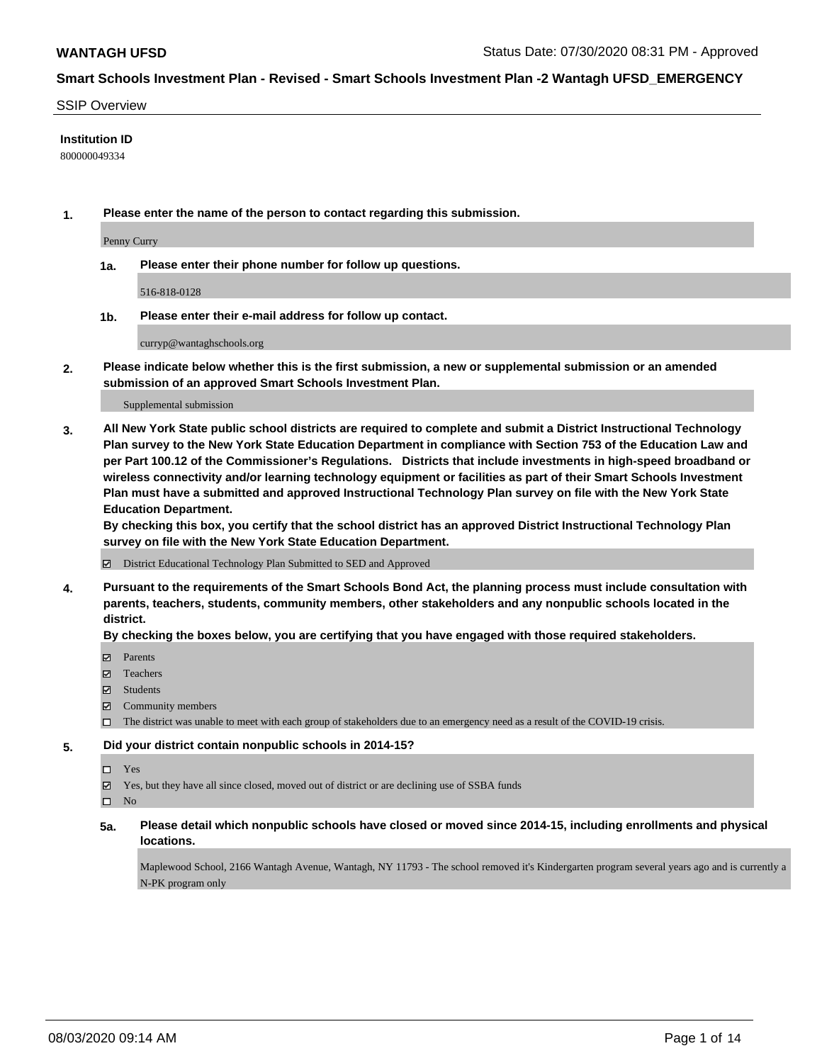**WANTAGH UFSD** Status Date: 07/30/2020 08:31 PM - Approved

**Smart Schools Investment Plan - Revised - Smart Schools Investment Plan -2 Wantagh UFSD_EMERGENCY**

SSIP Overview

**Institution ID**

800000049334

**1. Please enter the name of the person to contact regarding this submission.**

Penny Curry

**1a. Please enter their phone number for follow up questions.**

516-818-0128

**1b. Please enter their e-mail address for follow up contact.**

curryp@wantaghschools.org

**2. Please indicate below whether this is the first submission, a new or supplemental submission or an amended submission of an approved Smart Schools Investment Plan.**

Supplemental submission

**3. All New York State public school districts are required to complete and submit a District Instructional Technology Plan survey to the New York State Education Department in compliance with Section 753 of the Education Law and per Part 100.12 of the Commissioner's Regulations. Districts that include investments in high-speed broadband or wireless connectivity and/or learning technology equipment or facilities as part of their Smart Schools Investment Plan must have a submitted and approved Instructional Technology Plan survey on file with the New York State Education Department.**

**By checking this box, you certify that the school district has an approved District Instructional Technology Plan survey on file with the New York State Education Department.**

☑ District Educational Technology Plan Submitted to SED and Approved

**4. Pursuant to the requirements of the Smart Schools Bond Act, the planning process must include consultation with parents, teachers, students, community members, other stakeholders and any nonpublic schools located in the district.**

**By checking the boxes below, you are certifying that you have engaged with those required stakeholders.**

☑ Parents
☑ Teachers
☑ Students
☑ Community members
☐ The district was unable to meet with each group of stakeholders due to an emergency need as a result of the COVID-19 crisis.

**5. Did your district contain nonpublic schools in 2014-15?**

☐ Yes
☑ Yes, but they have all since closed, moved out of district or are declining use of SSBA funds
☐ No

**5a. Please detail which nonpublic schools have closed or moved since 2014-15, including enrollments and physical locations.**

Maplewood School, 2166 Wantagh Avenue, Wantagh, NY 11793 - The school removed it's Kindergarten program several years ago and is currently a N-PK program only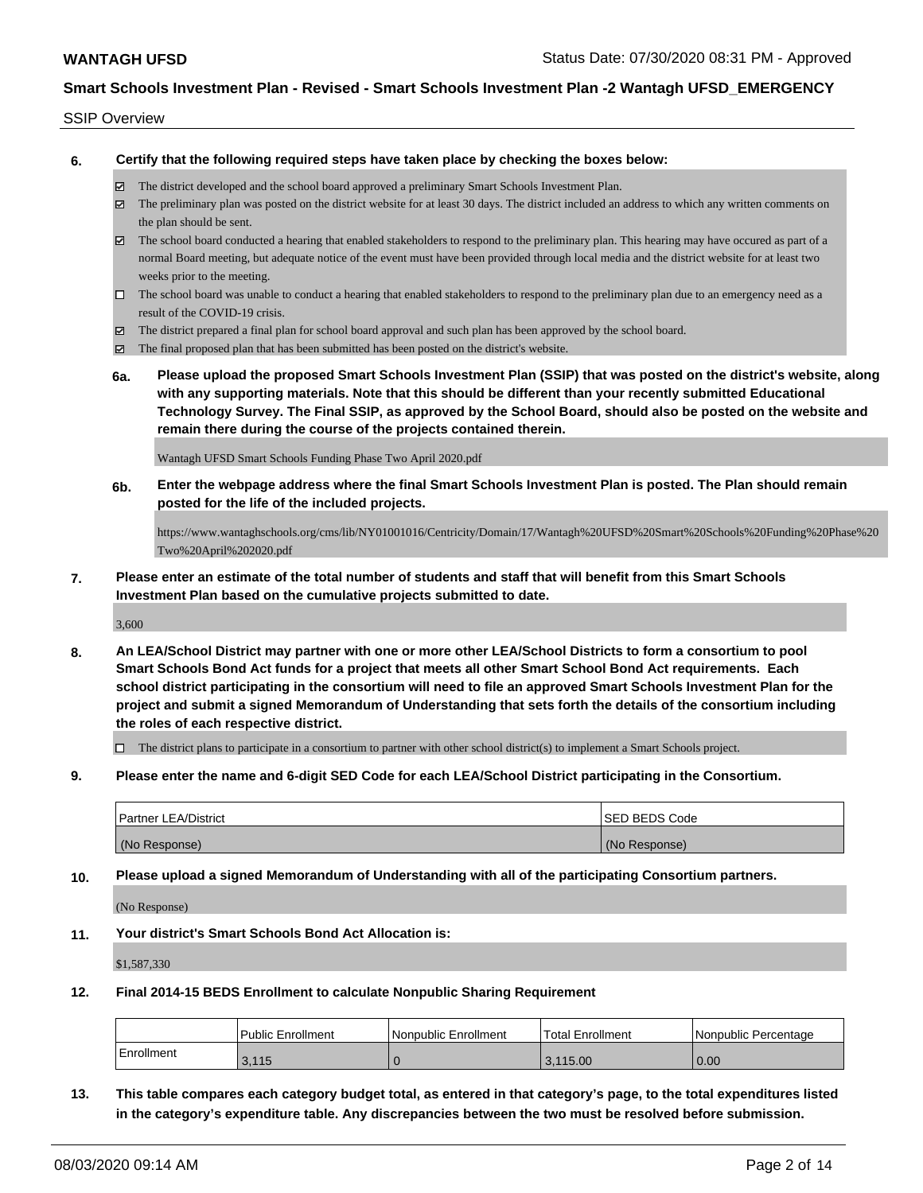SSIP Overview

**6. Certify that the following required steps have taken place by checking the boxes below:**

- ☑ The district developed and the school board approved a preliminary Smart Schools Investment Plan.
- ☑ The preliminary plan was posted on the district website for at least 30 days. The district included an address to which any written comments on the plan should be sent.
- ☑ The school board conducted a hearing that enabled stakeholders to respond to the preliminary plan. This hearing may have occured as part of a normal Board meeting, but adequate notice of the event must have been provided through local media and the district website for at least two weeks prior to the meeting.
- ☐ The school board was unable to conduct a hearing that enabled stakeholders to respond to the preliminary plan due to an emergency need as a result of the COVID-19 crisis.
- ☑ The district prepared a final plan for school board approval and such plan has been approved by the school board.
- ☑ The final proposed plan that has been submitted has been posted on the district's website.

**6a. Please upload the proposed Smart Schools Investment Plan (SSIP) that was posted on the district's website, along with any supporting materials. Note that this should be different than your recently submitted Educational Technology Survey. The Final SSIP, as approved by the School Board, should also be posted on the website and remain there during the course of the projects contained therein.**

Wantagh UFSD Smart Schools Funding Phase Two April 2020.pdf

**6b. Enter the webpage address where the final Smart Schools Investment Plan is posted. The Plan should remain posted for the life of the included projects.**

https://www.wantaghschools.org/cms/lib/NY01001016/Centricity/Domain/17/Wantagh%20UFSD%20Smart%20Schools%20Funding%20Phase%20Two%20April%202020.pdf

**7. Please enter an estimate of the total number of students and staff that will benefit from this Smart Schools Investment Plan based on the cumulative projects submitted to date.**

3,600

**8. An LEA/School District may partner with one or more other LEA/School Districts to form a consortium to pool Smart Schools Bond Act funds for a project that meets all other Smart School Bond Act requirements. Each school district participating in the consortium will need to file an approved Smart Schools Investment Plan for the project and submit a signed Memorandum of Understanding that sets forth the details of the consortium including the roles of each respective district.**

- ☐ The district plans to participate in a consortium to partner with other school district(s) to implement a Smart Schools project.

**9. Please enter the name and 6-digit SED Code for each LEA/School District participating in the Consortium.**

| Partner LEA/District | SED BEDS Code |
|---|---|
| (No Response) | (No Response) |

**10. Please upload a signed Memorandum of Understanding with all of the participating Consortium partners.**

(No Response)

**11. Your district's Smart Schools Bond Act Allocation is:**

$1,587,330

**12. Final 2014-15 BEDS Enrollment to calculate Nonpublic Sharing Requirement**

| | Public Enrollment | Nonpublic Enrollment | Total Enrollment | Nonpublic Percentage |
|---|---|---|---|---|
| Enrollment | 3,115 | 0 | 3,115.00 | 0.00 |

**13. This table compares each category budget total, as entered in that category's page, to the total expenditures listed in the category's expenditure table. Any discrepancies between the two must be resolved before submission.**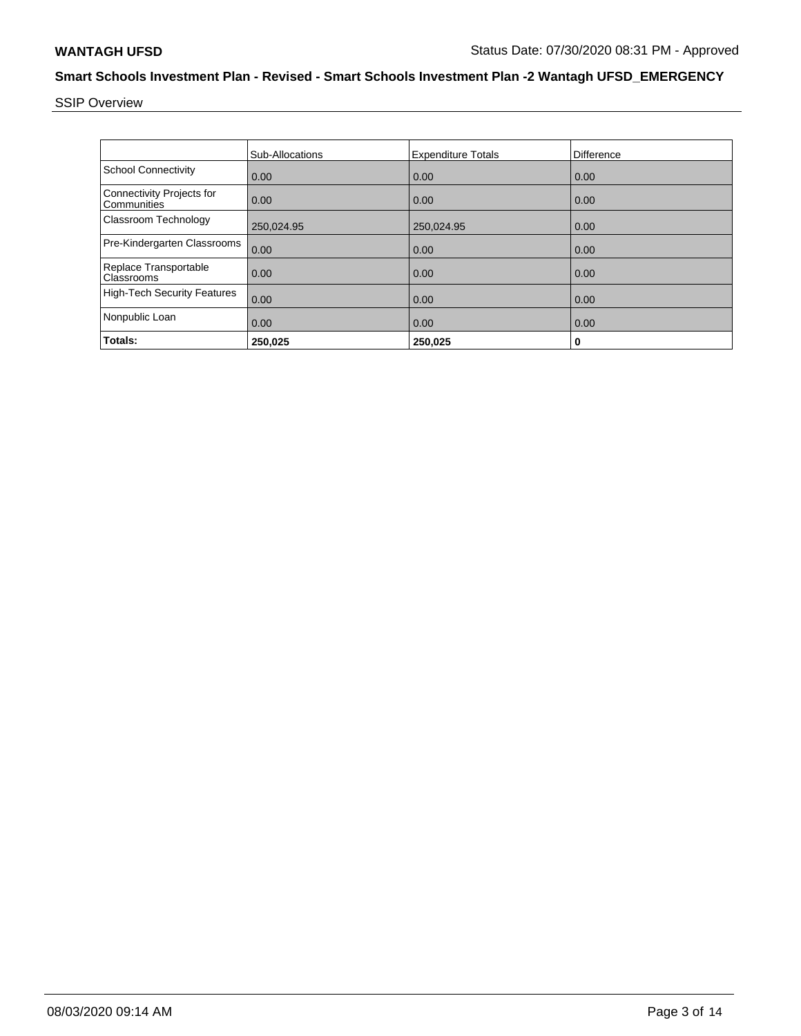# Smart Schools Investment Plan - Revised - Smart Schools Investment Plan -2 Wantagh UFSD_EMERGENCY

SSIP Overview

| | Sub-Allocations | Expenditure Totals | Difference |
|---|---|---|---|
| School Connectivity | 0.00 | 0.00 | 0.00 |
| Connectivity Projects for Communities | 0.00 | 0.00 | 0.00 |
| Classroom Technology | 250,024.95 | 250,024.95 | 0.00 |
| Pre-Kindergarten Classrooms | 0.00 | 0.00 | 0.00 |
| Replace Transportable Classrooms | 0.00 | 0.00 | 0.00 |
| High-Tech Security Features | 0.00 | 0.00 | 0.00 |
| Nonpublic Loan | 0.00 | 0.00 | 0.00 |
| **Totals:** | **250,025** | **250,025** | **0** |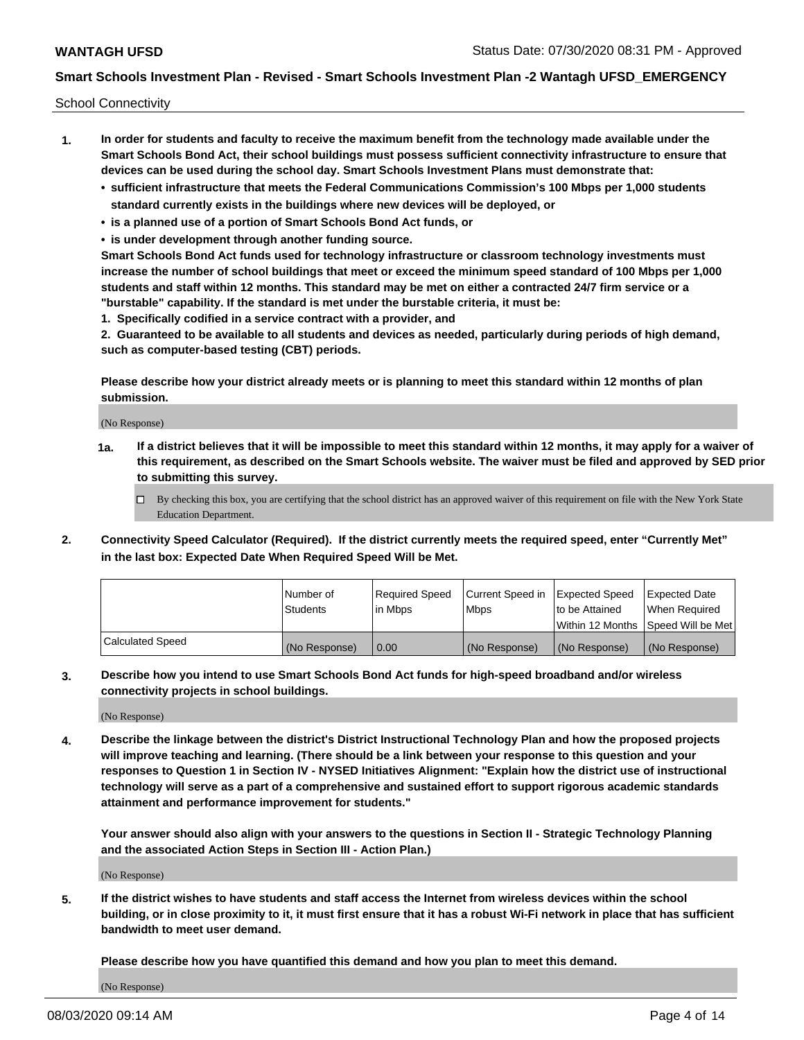School Connectivity

1. **In order for students and faculty to receive the maximum benefit from the technology made available under the Smart Schools Bond Act, their school buildings must possess sufficient connectivity infrastructure to ensure that devices can be used during the school day. Smart Schools Investment Plans must demonstrate that:**
   - **sufficient infrastructure that meets the Federal Communications Commission's 100 Mbps per 1,000 students standard currently exists in the buildings where new devices will be deployed, or**
   - **is a planned use of a portion of Smart Schools Bond Act funds, or**
   - **is under development through another funding source.**

   **Smart Schools Bond Act funds used for technology infrastructure or classroom technology investments must increase the number of school buildings that meet or exceed the minimum speed standard of 100 Mbps per 1,000 students and staff within 12 months. This standard may be met on either a contracted 24/7 firm service or a "burstable" capability. If the standard is met under the burstable criteria, it must be:**

   **1. Specifically codified in a service contract with a provider, and**

   **2. Guaranteed to be available to all students and devices as needed, particularly during periods of high demand, such as computer-based testing (CBT) periods.**

   **Please describe how your district already meets or is planning to meet this standard within 12 months of plan submission.**

   (No Response)

   **1a. If a district believes that it will be impossible to meet this standard within 12 months, it may apply for a waiver of this requirement, as described on the Smart Schools website. The waiver must be filed and approved by SED prior to submitting this survey.**

   ☐ By checking this box, you are certifying that the school district has an approved waiver of this requirement on file with the New York State Education Department.

2. **Connectivity Speed Calculator (Required). If the district currently meets the required speed, enter "Currently Met" in the last box: Expected Date When Required Speed Will be Met.**

| | Number of Students | Required Speed in Mbps | Current Speed in Mbps | Expected Speed to be Attained Within 12 Months | Expected Date When Required Speed Will be Met |
|---|---|---|---|---|---|
| Calculated Speed | (No Response) | 0.00 | (No Response) | (No Response) | (No Response) |

3. **Describe how you intend to use Smart Schools Bond Act funds for high-speed broadband and/or wireless connectivity projects in school buildings.**

   (No Response)

4. **Describe the linkage between the district's District Instructional Technology Plan and how the proposed projects will improve teaching and learning. (There should be a link between your response to this question and your responses to Question 1 in Section IV - NYSED Initiatives Alignment: "Explain how the district use of instructional technology will serve as a part of a comprehensive and sustained effort to support rigorous academic standards attainment and performance improvement for students."**

   **Your answer should also align with your answers to the questions in Section II - Strategic Technology Planning and the associated Action Steps in Section III - Action Plan.)**

   (No Response)

5. **If the district wishes to have students and staff access the Internet from wireless devices within the school building, or in close proximity to it, it must first ensure that it has a robust Wi-Fi network in place that has sufficient bandwidth to meet user demand.**

   **Please describe how you have quantified this demand and how you plan to meet this demand.**

   (No Response)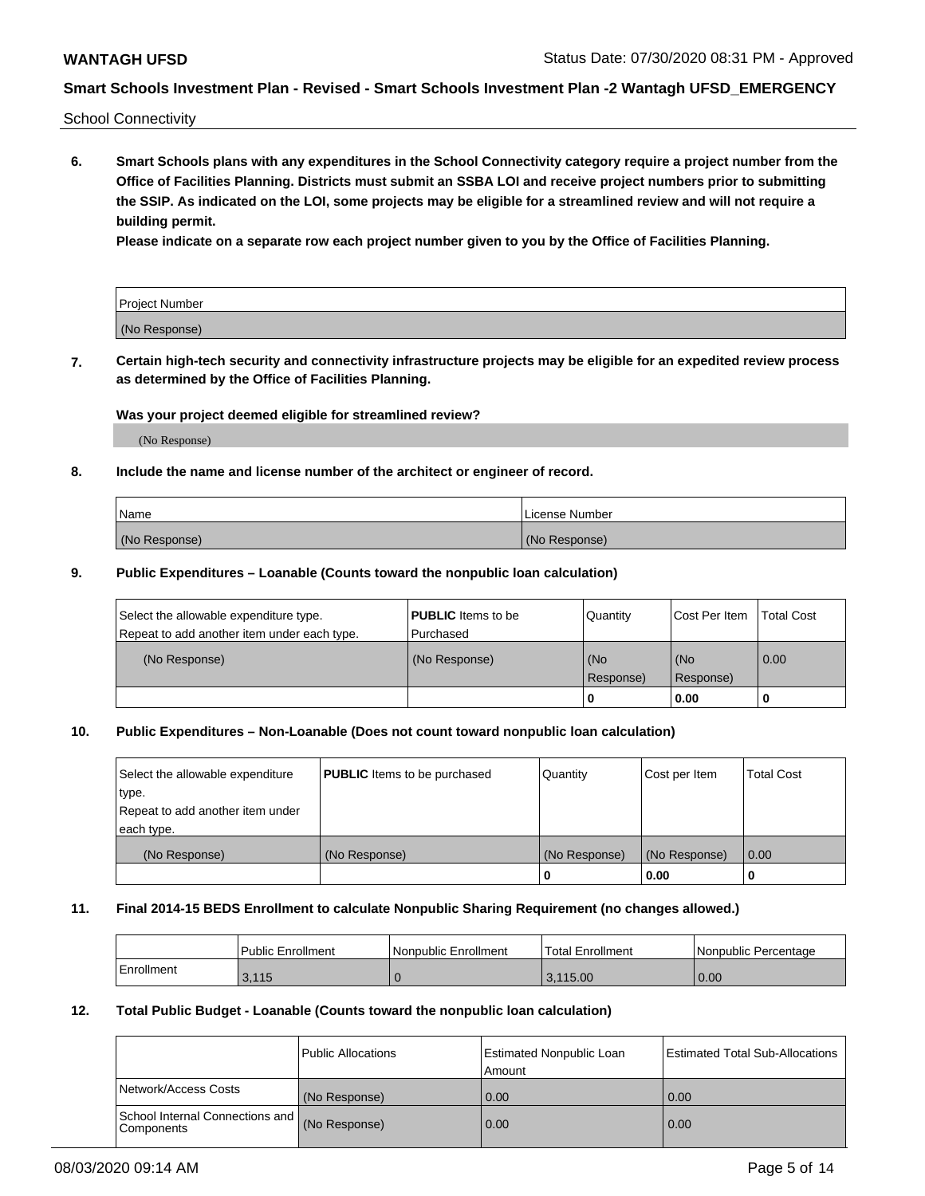School Connectivity

**6. Smart Schools plans with any expenditures in the School Connectivity category require a project number from the Office of Facilities Planning. Districts must submit an SSBA LOI and receive project numbers prior to submitting the SSIP. As indicated on the LOI, some projects may be eligible for a streamlined review and will not require a building permit.**

**Please indicate on a separate row each project number given to you by the Office of Facilities Planning.**

| Project Number |
|---|
| (No Response) |

**7. Certain high-tech security and connectivity infrastructure projects may be eligible for an expedited review process as determined by the Office of Facilities Planning.**

**Was your project deemed eligible for streamlined review?**

(No Response)

**8. Include the name and license number of the architect or engineer of record.**

| Name | License Number |
|---|---|
| (No Response) | (No Response) |

**9. Public Expenditures – Loanable (Counts toward the nonpublic loan calculation)**

| Select the allowable expenditure type.<br>Repeat to add another item under each type. | **PUBLIC** Items to be Purchased | Quantity | Cost Per Item | Total Cost |
|---|---|---|---|---|
| (No Response) | (No Response) | (No Response) | (No Response) | 0.00 |
| | | 0 | 0.00 | 0 |

**10. Public Expenditures – Non-Loanable (Does not count toward nonpublic loan calculation)**

| Select the allowable expenditure type.<br>Repeat to add another item under each type. | **PUBLIC** Items to be purchased | Quantity | Cost per Item | Total Cost |
|---|---|---|---|---|
| (No Response) | (No Response) | (No Response) | (No Response) | 0.00 |
| | | 0 | 0.00 | 0 |

**11. Final 2014-15 BEDS Enrollment to calculate Nonpublic Sharing Requirement (no changes allowed.)**

| | Public Enrollment | Nonpublic Enrollment | Total Enrollment | Nonpublic Percentage |
|---|---|---|---|---|
| Enrollment | 3,115 | 0 | 3,115.00 | 0.00 |

**12. Total Public Budget - Loanable (Counts toward the nonpublic loan calculation)**

| | Public Allocations | Estimated Nonpublic Loan Amount | Estimated Total Sub-Allocations |
|---|---|---|---|
| Network/Access Costs | (No Response) | 0.00 | 0.00 |
| School Internal Connections and Components | (No Response) | 0.00 | 0.00 |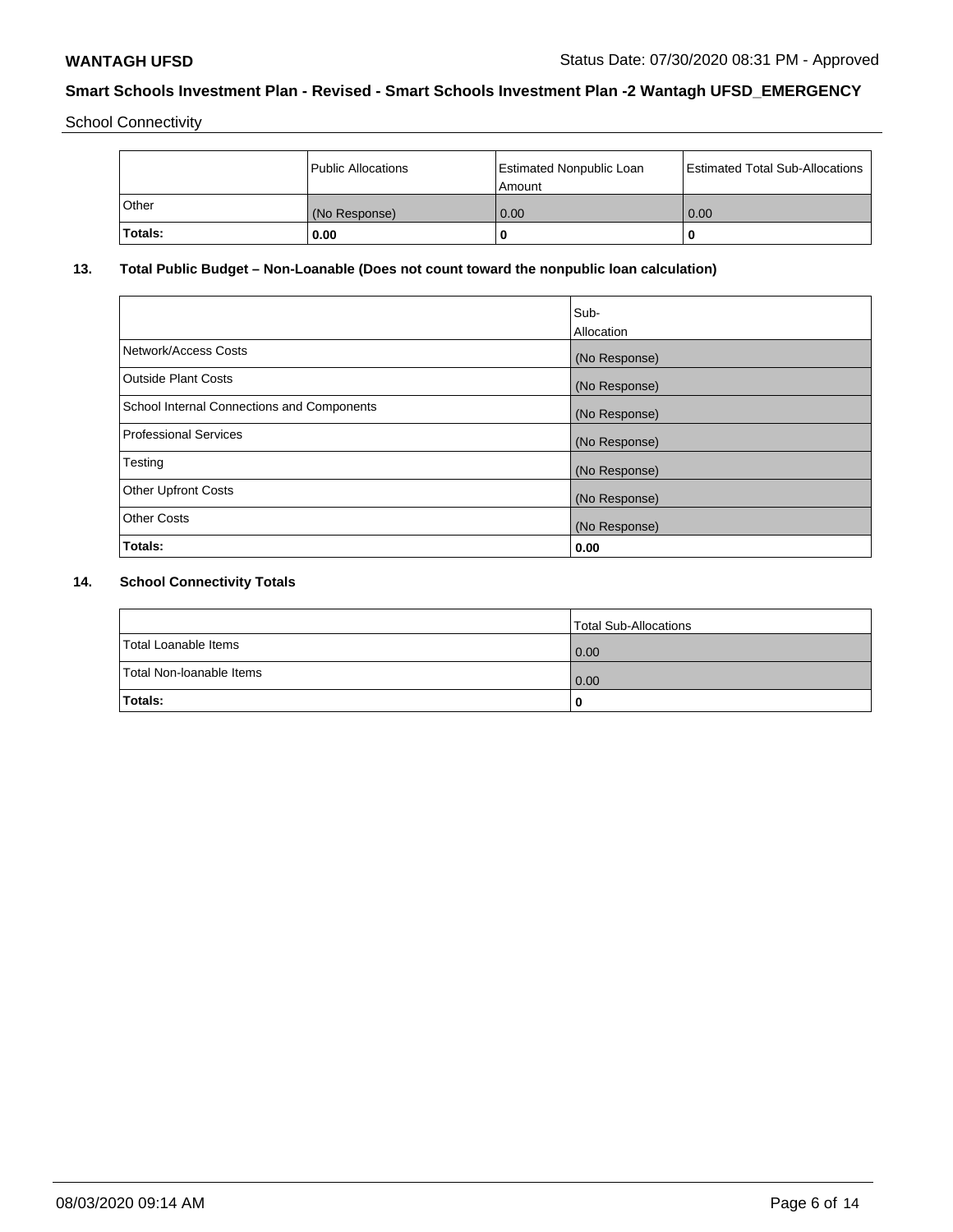School Connectivity

| | Public Allocations | Estimated Nonpublic Loan Amount | Estimated Total Sub-Allocations |
|---|---|---|---|
| Other | (No Response) | 0.00 | 0.00 |
| **Totals:** | **0.00** | **0** | **0** |

## 13. Total Public Budget – Non-Loanable (Does not count toward the nonpublic loan calculation)

| | Sub-Allocation |
|---|---|
| Network/Access Costs | (No Response) |
| Outside Plant Costs | (No Response) |
| School Internal Connections and Components | (No Response) |
| Professional Services | (No Response) |
| Testing | (No Response) |
| Other Upfront Costs | (No Response) |
| Other Costs | (No Response) |
| **Totals:** | **0.00** |

## 14. School Connectivity Totals

| | Total Sub-Allocations |
|---|---|
| Total Loanable Items | 0.00 |
| Total Non-loanable Items | 0.00 |
| **Totals:** | **0** |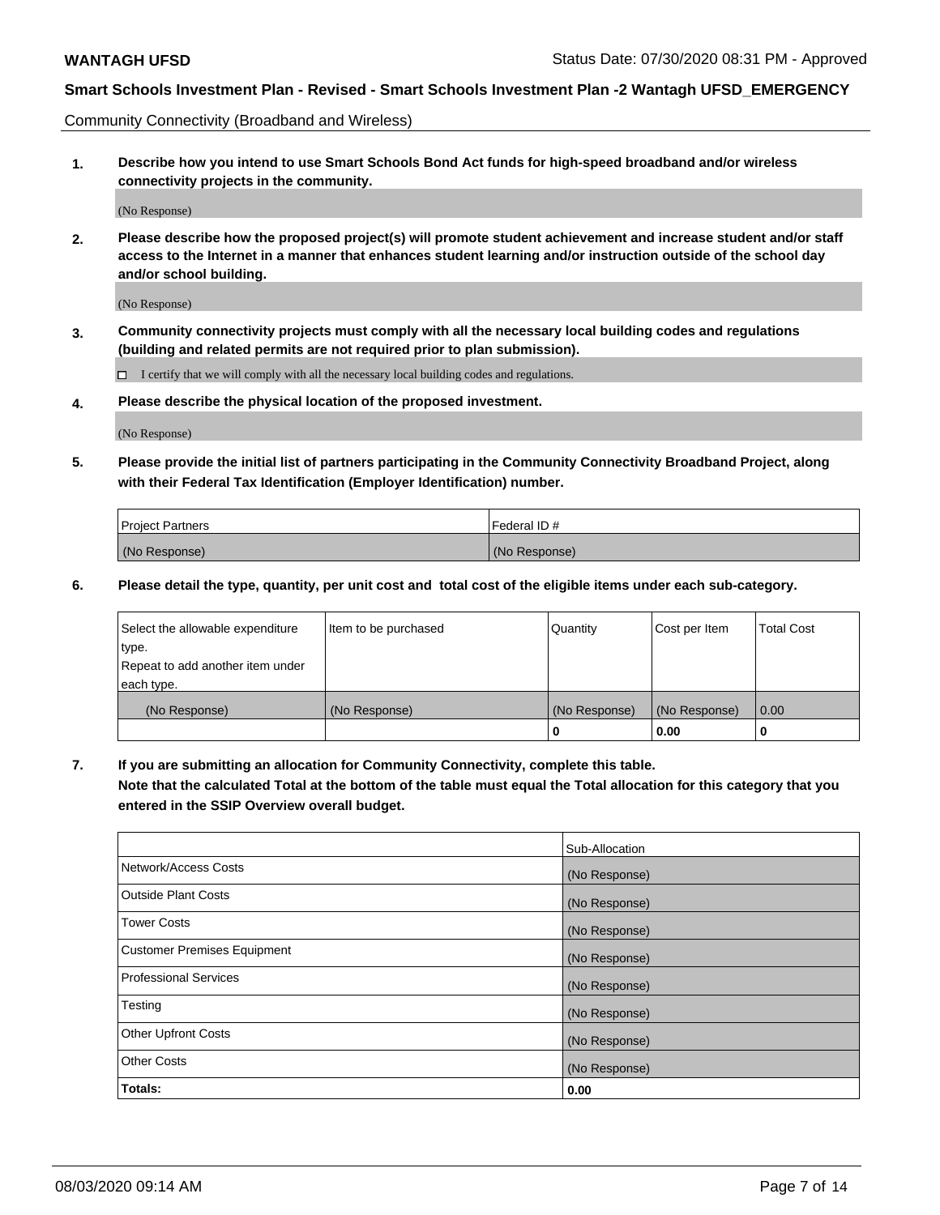Community Connectivity (Broadband and Wireless)

**1. Describe how you intend to use Smart Schools Bond Act funds for high-speed broadband and/or wireless connectivity projects in the community.**

(No Response)

**2. Please describe how the proposed project(s) will promote student achievement and increase student and/or staff access to the Internet in a manner that enhances student learning and/or instruction outside of the school day and/or school building.**

(No Response)

**3. Community connectivity projects must comply with all the necessary local building codes and regulations (building and related permits are not required prior to plan submission).**

☐ I certify that we will comply with all the necessary local building codes and regulations.

**4. Please describe the physical location of the proposed investment.**

(No Response)

**5. Please provide the initial list of partners participating in the Community Connectivity Broadband Project, along with their Federal Tax Identification (Employer Identification) number.**

| Project Partners | Federal ID # |
|---|---|
| (No Response) | (No Response) |

**6. Please detail the type, quantity, per unit cost and total cost of the eligible items under each sub-category.**

| Select the allowable expenditure type. Repeat to add another item under each type. | Item to be purchased | Quantity | Cost per Item | Total Cost |
|---|---|---|---|---|
| (No Response) | (No Response) | (No Response) | (No Response) | 0.00 |
| | | **0** | **0.00** | **0** |

**7. If you are submitting an allocation for Community Connectivity, complete this table. Note that the calculated Total at the bottom of the table must equal the Total allocation for this category that you entered in the SSIP Overview overall budget.**

| | Sub-Allocation |
|---|---|
| Network/Access Costs | (No Response) |
| Outside Plant Costs | (No Response) |
| Tower Costs | (No Response) |
| Customer Premises Equipment | (No Response) |
| Professional Services | (No Response) |
| Testing | (No Response) |
| Other Upfront Costs | (No Response) |
| Other Costs | (No Response) |
| **Totals:** | **0.00** |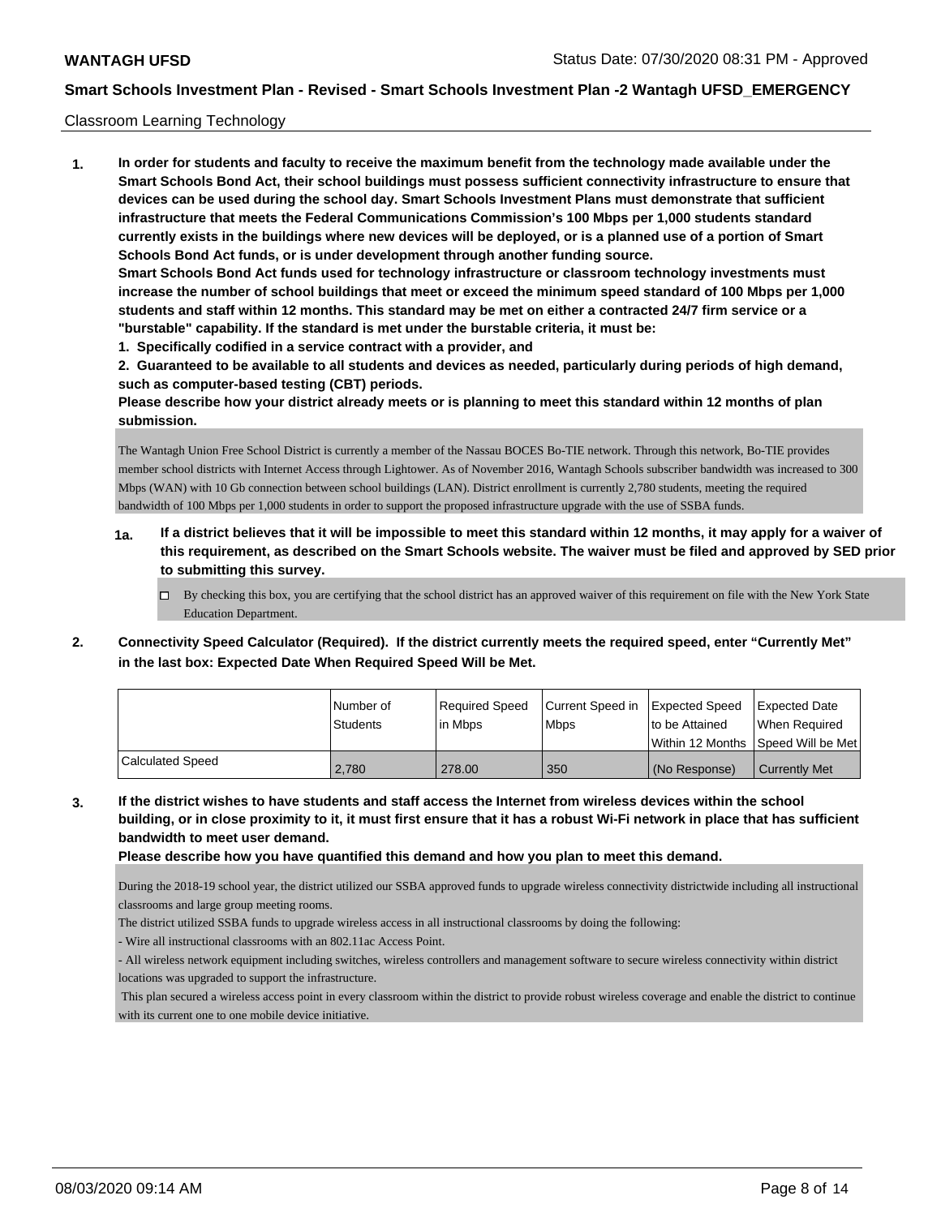Classroom Learning Technology

**1. In order for students and faculty to receive the maximum benefit from the technology made available under the Smart Schools Bond Act, their school buildings must possess sufficient connectivity infrastructure to ensure that devices can be used during the school day. Smart Schools Investment Plans must demonstrate that sufficient infrastructure that meets the Federal Communications Commission's 100 Mbps per 1,000 students standard currently exists in the buildings where new devices will be deployed, or is a planned use of a portion of Smart Schools Bond Act funds, or is under development through another funding source.**

**Smart Schools Bond Act funds used for technology infrastructure or classroom technology investments must increase the number of school buildings that meet or exceed the minimum speed standard of 100 Mbps per 1,000 students and staff within 12 months. This standard may be met on either a contracted 24/7 firm service or a "burstable" capability. If the standard is met under the burstable criteria, it must be:**

**1. Specifically codified in a service contract with a provider, and**

**2. Guaranteed to be available to all students and devices as needed, particularly during periods of high demand, such as computer-based testing (CBT) periods.**

**Please describe how your district already meets or is planning to meet this standard within 12 months of plan submission.**

The Wantagh Union Free School District is currently a member of the Nassau BOCES Bo-TIE network. Through this network, Bo-TIE provides member school districts with Internet Access through Lightower. As of November 2016, Wantagh Schools subscriber bandwidth was increased to 300 Mbps (WAN) with 10 Gb connection between school buildings (LAN). District enrollment is currently 2,780 students, meeting the required bandwidth of 100 Mbps per 1,000 students in order to support the proposed infrastructure upgrade with the use of SSBA funds.

**1a. If a district believes that it will be impossible to meet this standard within 12 months, it may apply for a waiver of this requirement, as described on the Smart Schools website. The waiver must be filed and approved by SED prior to submitting this survey.**

☐ By checking this box, you are certifying that the school district has an approved waiver of this requirement on file with the New York State Education Department.

**2. Connectivity Speed Calculator (Required). If the district currently meets the required speed, enter "Currently Met" in the last box: Expected Date When Required Speed Will be Met.**

| | Number of Students | Required Speed in Mbps | Current Speed in Mbps | Expected Speed to be Attained Within 12 Months | Expected Date When Required Speed Will be Met |
|---|---|---|---|---|---|
| Calculated Speed | 2,780 | 278.00 | 350 | (No Response) | Currently Met |

**3. If the district wishes to have students and staff access the Internet from wireless devices within the school building, or in close proximity to it, it must first ensure that it has a robust Wi-Fi network in place that has sufficient bandwidth to meet user demand.**

**Please describe how you have quantified this demand and how you plan to meet this demand.**

During the 2018-19 school year, the district utilized our SSBA approved funds to upgrade wireless connectivity districtwide including all instructional classrooms and large group meeting rooms.

The district utilized SSBA funds to upgrade wireless access in all instructional classrooms by doing the following:

- Wire all instructional classrooms with an 802.11ac Access Point.
- All wireless network equipment including switches, wireless controllers and management software to secure wireless connectivity within district locations was upgraded to support the infrastructure.

This plan secured a wireless access point in every classroom within the district to provide robust wireless coverage and enable the district to continue with its current one to one mobile device initiative.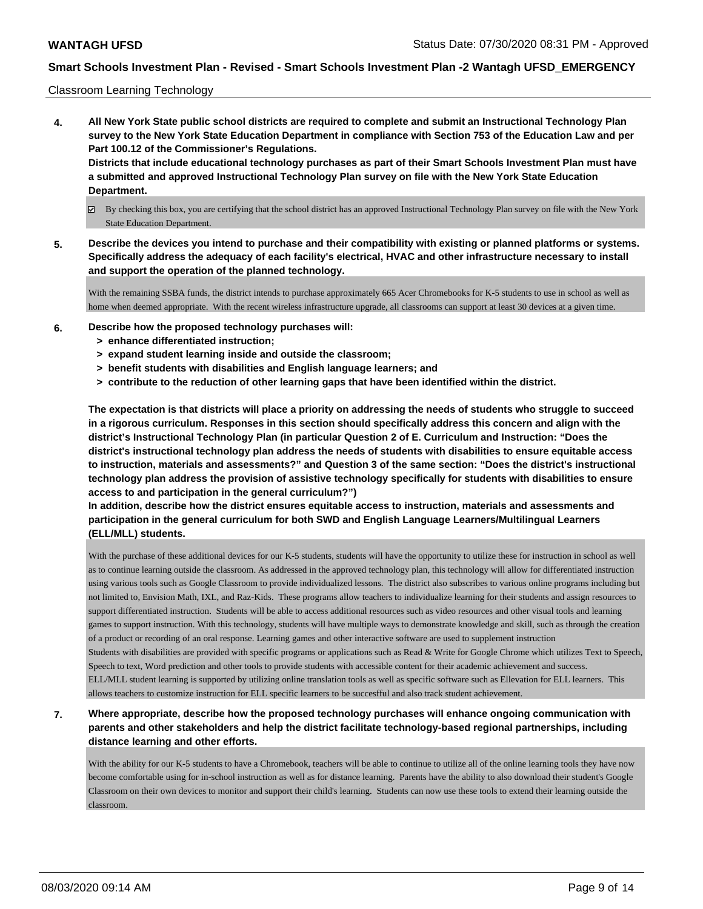Classroom Learning Technology

**4. All New York State public school districts are required to complete and submit an Instructional Technology Plan survey to the New York State Education Department in compliance with Section 753 of the Education Law and per Part 100.12 of the Commissioner's Regulations.**
**Districts that include educational technology purchases as part of their Smart Schools Investment Plan must have a submitted and approved Instructional Technology Plan survey on file with the New York State Education Department.**

☑ By checking this box, you are certifying that the school district has an approved Instructional Technology Plan survey on file with the New York State Education Department.

**5. Describe the devices you intend to purchase and their compatibility with existing or planned platforms or systems. Specifically address the adequacy of each facility's electrical, HVAC and other infrastructure necessary to install and support the operation of the planned technology.**

With the remaining SSBA funds, the district intends to purchase approximately 665 Acer Chromebooks for K-5 students to use in school as well as home when deemed appropriate. With the recent wireless infrastructure upgrade, all classrooms can support at least 30 devices at a given time.

**6. Describe how the proposed technology purchases will:**
- **> enhance differentiated instruction;**
- **> expand student learning inside and outside the classroom;**
- **> benefit students with disabilities and English language learners; and**
- **> contribute to the reduction of other learning gaps that have been identified within the district.**

**The expectation is that districts will place a priority on addressing the needs of students who struggle to succeed in a rigorous curriculum. Responses in this section should specifically address this concern and align with the district's Instructional Technology Plan (in particular Question 2 of E. Curriculum and Instruction: "Does the district's instructional technology plan address the needs of students with disabilities to ensure equitable access to instruction, materials and assessments?" and Question 3 of the same section: "Does the district's instructional technology plan address the provision of assistive technology specifically for students with disabilities to ensure access to and participation in the general curriculum?")**
**In addition, describe how the district ensures equitable access to instruction, materials and assessments and participation in the general curriculum for both SWD and English Language Learners/Multilingual Learners (ELL/MLL) students.**

With the purchase of these additional devices for our K-5 students, students will have the opportunity to utilize these for instruction in school as well as to continue learning outside the classroom. As addressed in the approved technology plan, this technology will allow for differentiated instruction using various tools such as Google Classroom to provide individualized lessons. The district also subscribes to various online programs including but not limited to, Envision Math, IXL, and Raz-Kids. These programs allow teachers to individualize learning for their students and assign resources to support differentiated instruction. Students will be able to access additional resources such as video resources and other visual tools and learning games to support instruction. With this technology, students will have multiple ways to demonstrate knowledge and skill, such as through the creation of a product or recording of an oral response. Learning games and other interactive software are used to supplement instruction
Students with disabilities are provided with specific programs or applications such as Read & Write for Google Chrome which utilizes Text to Speech, Speech to text, Word prediction and other tools to provide students with accessible content for their academic achievement and success.
ELL/MLL student learning is supported by utilizing online translation tools as well as specific software such as Ellevation for ELL learners. This allows teachers to customize instruction for ELL specific learners to be successful and also track student achievement.

**7. Where appropriate, describe how the proposed technology purchases will enhance ongoing communication with parents and other stakeholders and help the district facilitate technology-based regional partnerships, including distance learning and other efforts.**

With the ability for our K-5 students to have a Chromebook, teachers will be able to continue to utilize all of the online learning tools they have now become comfortable using for in-school instruction as well as for distance learning. Parents have the ability to also download their student's Google Classroom on their own devices to monitor and support their child's learning. Students can now use these tools to extend their learning outside the classroom.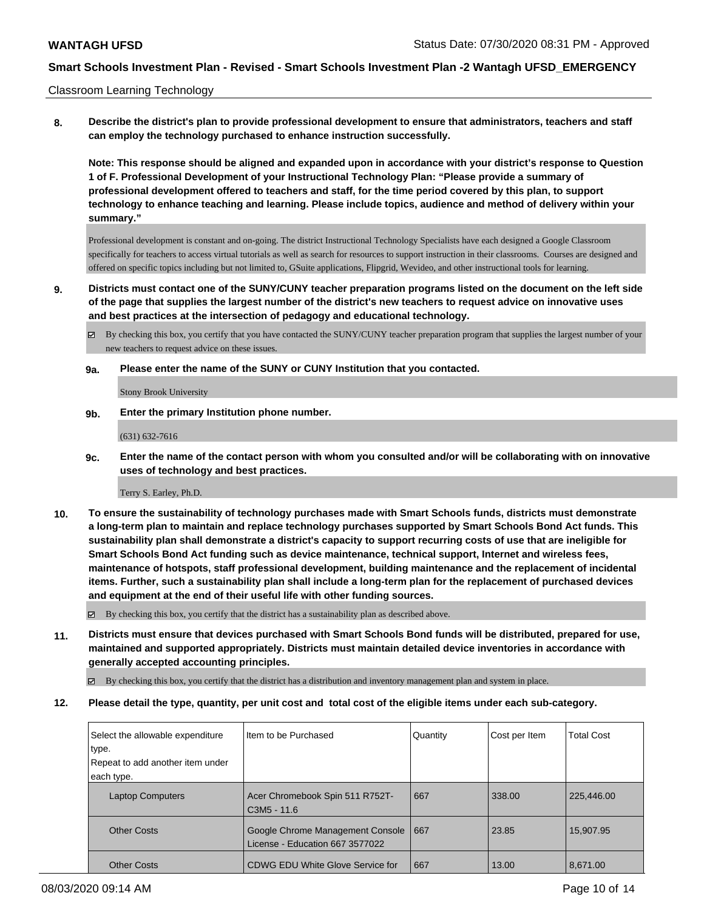Classroom Learning Technology

**8. Describe the district's plan to provide professional development to ensure that administrators, teachers and staff can employ the technology purchased to enhance instruction successfully.**

**Note: This response should be aligned and expanded upon in accordance with your district's response to Question 1 of F. Professional Development of your Instructional Technology Plan: "Please provide a summary of professional development offered to teachers and staff, for the time period covered by this plan, to support technology to enhance teaching and learning. Please include topics, audience and method of delivery within your summary."**

Professional development is constant and on-going. The district Instructional Technology Specialists have each designed a Google Classroom specifically for teachers to access virtual tutorials as well as search for resources to support instruction in their classrooms. Courses are designed and offered on specific topics including but not limited to, GSuite applications, Flipgrid, Wevideo, and other instructional tools for learning.

**9. Districts must contact one of the SUNY/CUNY teacher preparation programs listed on the document on the left side of the page that supplies the largest number of the district's new teachers to request advice on innovative uses and best practices at the intersection of pedagogy and educational technology.**

☑ By checking this box, you certify that you have contacted the SUNY/CUNY teacher preparation program that supplies the largest number of your new teachers to request advice on these issues.

**9a. Please enter the name of the SUNY or CUNY Institution that you contacted.**

Stony Brook University

**9b. Enter the primary Institution phone number.**

(631) 632-7616

**9c. Enter the name of the contact person with whom you consulted and/or will be collaborating with on innovative uses of technology and best practices.**

Terry S. Earley, Ph.D.

**10. To ensure the sustainability of technology purchases made with Smart Schools funds, districts must demonstrate a long-term plan to maintain and replace technology purchases supported by Smart Schools Bond Act funds. This sustainability plan shall demonstrate a district's capacity to support recurring costs of use that are ineligible for Smart Schools Bond Act funding such as device maintenance, technical support, Internet and wireless fees, maintenance of hotspots, staff professional development, building maintenance and the replacement of incidental items. Further, such a sustainability plan shall include a long-term plan for the replacement of purchased devices and equipment at the end of their useful life with other funding sources.**

☑ By checking this box, you certify that the district has a sustainability plan as described above.

**11. Districts must ensure that devices purchased with Smart Schools Bond funds will be distributed, prepared for use, maintained and supported appropriately. Districts must maintain detailed device inventories in accordance with generally accepted accounting principles.**

☑ By checking this box, you certify that the district has a distribution and inventory management plan and system in place.

**12. Please detail the type, quantity, per unit cost and total cost of the eligible items under each sub-category.**

| Select the allowable expenditure type. Repeat to add another item under each type. | Item to be Purchased | Quantity | Cost per Item | Total Cost |
|---|---|---|---|---|
| Laptop Computers | Acer Chromebook Spin 511 R752T-C3M5 - 11.6 | 667 | 338.00 | 225,446.00 |
| Other Costs | Google Chrome Management Console License - Education 667 3577022 | 667 | 23.85 | 15,907.95 |
| Other Costs | CDWG EDU White Glove Service for | 667 | 13.00 | 8,671.00 |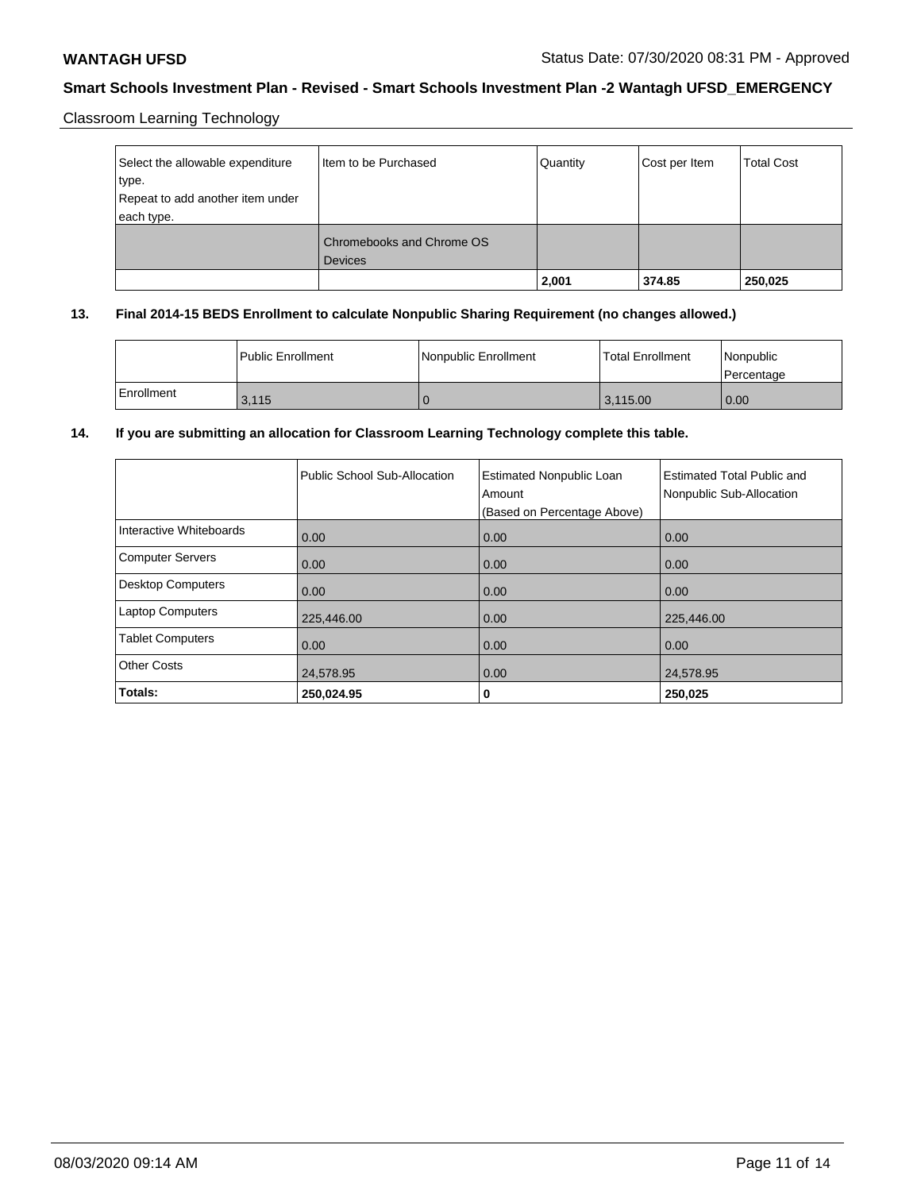Classroom Learning Technology

| Select the allowable expenditure type. Repeat to add another item under each type. | Item to be Purchased | Quantity | Cost per Item | Total Cost |
|---|---|---|---|---|
| | Chromebooks and Chrome OS Devices | | | |
| | | **2,001** | **374.85** | **250,025** |

**13. Final 2014-15 BEDS Enrollment to calculate Nonpublic Sharing Requirement (no changes allowed.)**

| | Public Enrollment | Nonpublic Enrollment | Total Enrollment | Nonpublic Percentage |
|---|---|---|---|---|
| Enrollment | 3,115 | 0 | 3,115.00 | 0.00 |

**14. If you are submitting an allocation for Classroom Learning Technology complete this table.**

| | Public School Sub-Allocation | Estimated Nonpublic Loan Amount (Based on Percentage Above) | Estimated Total Public and Nonpublic Sub-Allocation |
|---|---|---|---|
| Interactive Whiteboards | 0.00 | 0.00 | 0.00 |
| Computer Servers | 0.00 | 0.00 | 0.00 |
| Desktop Computers | 0.00 | 0.00 | 0.00 |
| Laptop Computers | 225,446.00 | 0.00 | 225,446.00 |
| Tablet Computers | 0.00 | 0.00 | 0.00 |
| Other Costs | 24,578.95 | 0.00 | 24,578.95 |
| **Totals:** | **250,024.95** | **0** | **250,025** |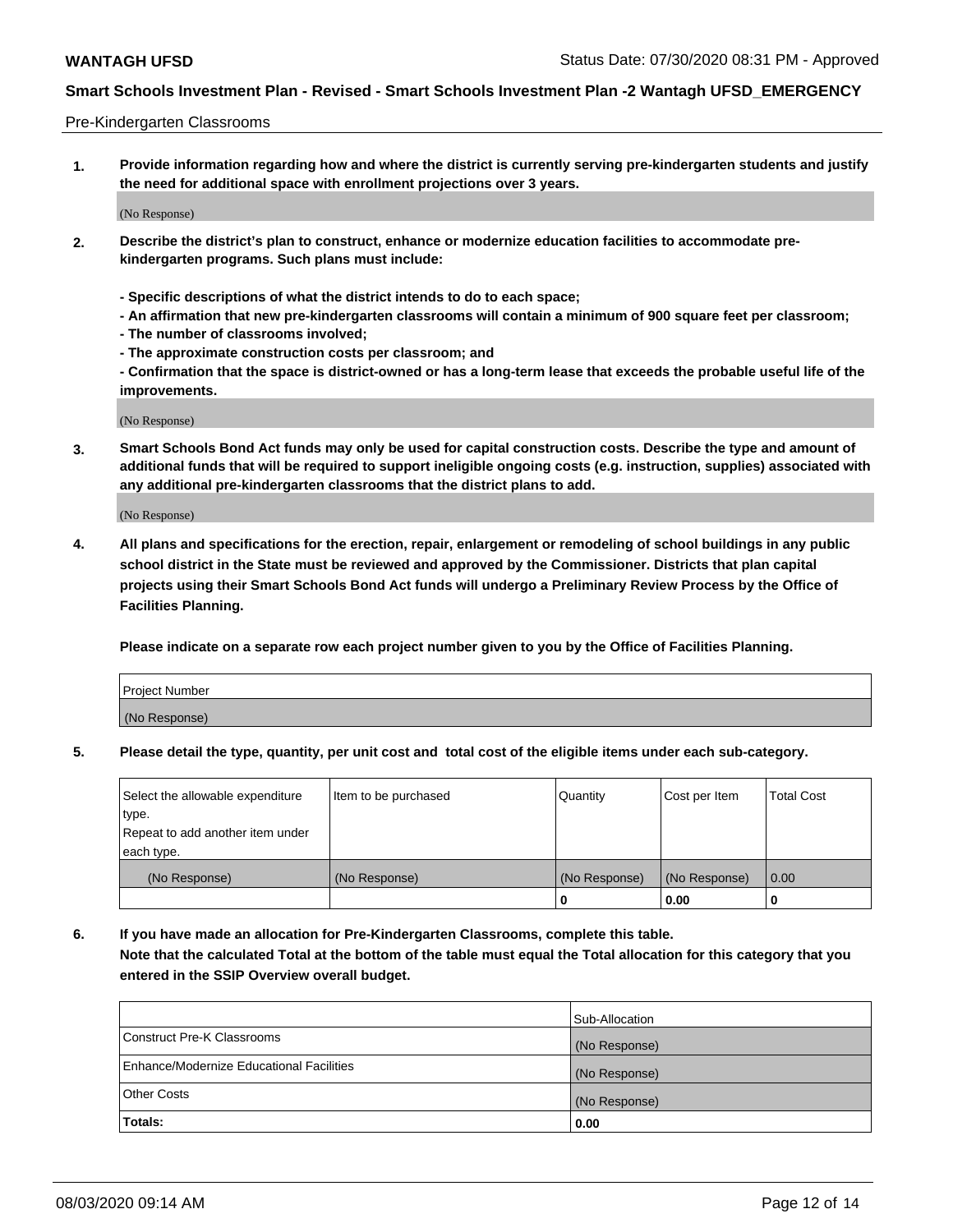Pre-Kindergarten Classrooms

**1. Provide information regarding how and where the district is currently serving pre-kindergarten students and justify the need for additional space with enrollment projections over 3 years.**

(No Response)

**2. Describe the district's plan to construct, enhance or modernize education facilities to accommodate pre-kindergarten programs. Such plans must include:**

**- Specific descriptions of what the district intends to do to each space;**
**- An affirmation that new pre-kindergarten classrooms will contain a minimum of 900 square feet per classroom;**
**- The number of classrooms involved;**
**- The approximate construction costs per classroom; and**
**- Confirmation that the space is district-owned or has a long-term lease that exceeds the probable useful life of the improvements.**

(No Response)

**3. Smart Schools Bond Act funds may only be used for capital construction costs. Describe the type and amount of additional funds that will be required to support ineligible ongoing costs (e.g. instruction, supplies) associated with any additional pre-kindergarten classrooms that the district plans to add.**

(No Response)

**4. All plans and specifications for the erection, repair, enlargement or remodeling of school buildings in any public school district in the State must be reviewed and approved by the Commissioner. Districts that plan capital projects using their Smart Schools Bond Act funds will undergo a Preliminary Review Process by the Office of Facilities Planning.**

**Please indicate on a separate row each project number given to you by the Office of Facilities Planning.**

| Project Number |
|---|
| (No Response) |

**5. Please detail the type, quantity, per unit cost and total cost of the eligible items under each sub-category.**

| Select the allowable expenditure type. Repeat to add another item under each type. | Item to be purchased | Quantity | Cost per Item | Total Cost |
|---|---|---|---|---|
| (No Response) | (No Response) | (No Response) | (No Response) | 0.00 |
| | | 0 | 0.00 | 0 |

**6. If you have made an allocation for Pre-Kindergarten Classrooms, complete this table.**
**Note that the calculated Total at the bottom of the table must equal the Total allocation for this category that you entered in the SSIP Overview overall budget.**

| | Sub-Allocation |
|---|---|
| Construct Pre-K Classrooms | (No Response) |
| Enhance/Modernize Educational Facilities | (No Response) |
| Other Costs | (No Response) |
| **Totals:** | **0.00** |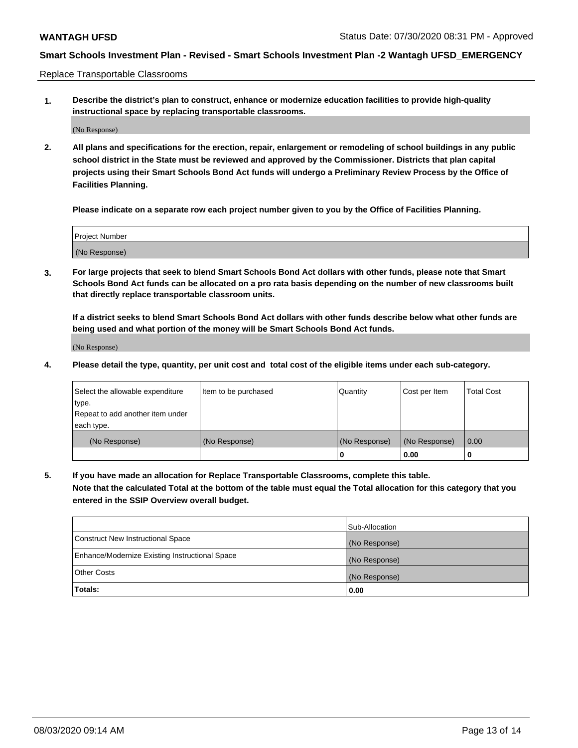**WANTAGH UFSD** Status Date: 07/30/2020 08:31 PM - Approved

**Smart Schools Investment Plan - Revised - Smart Schools Investment Plan -2 Wantagh UFSD_EMERGENCY**

Replace Transportable Classrooms

1. **Describe the district's plan to construct, enhance or modernize education facilities to provide high-quality instructional space by replacing transportable classrooms.**

(No Response)

2. **All plans and specifications for the erection, repair, enlargement or remodeling of school buildings in any public school district in the State must be reviewed and approved by the Commissioner. Districts that plan capital projects using their Smart Schools Bond Act funds will undergo a Preliminary Review Process by the Office of Facilities Planning.**

**Please indicate on a separate row each project number given to you by the Office of Facilities Planning.**

| Project Number |
|---|
| (No Response) |

3. **For large projects that seek to blend Smart Schools Bond Act dollars with other funds, please note that Smart Schools Bond Act funds can be allocated on a pro rata basis depending on the number of new classrooms built that directly replace transportable classroom units.**

**If a district seeks to blend Smart Schools Bond Act dollars with other funds describe below what other funds are being used and what portion of the money will be Smart Schools Bond Act funds.**

(No Response)

4. **Please detail the type, quantity, per unit cost and total cost of the eligible items under each sub-category.**

| Select the allowable expenditure type. Repeat to add another item under each type. | Item to be purchased | Quantity | Cost per Item | Total Cost |
|---|---|---|---|---|
| (No Response) | (No Response) | (No Response) | (No Response) | 0.00 |
| | | 0 | 0.00 | 0 |

5. **If you have made an allocation for Replace Transportable Classrooms, complete this table. Note that the calculated Total at the bottom of the table must equal the Total allocation for this category that you entered in the SSIP Overview overall budget.**

| | Sub-Allocation |
|---|---|
| Construct New Instructional Space | (No Response) |
| Enhance/Modernize Existing Instructional Space | (No Response) |
| Other Costs | (No Response) |
| **Totals:** | **0.00** |

08/03/2020 09:14 AM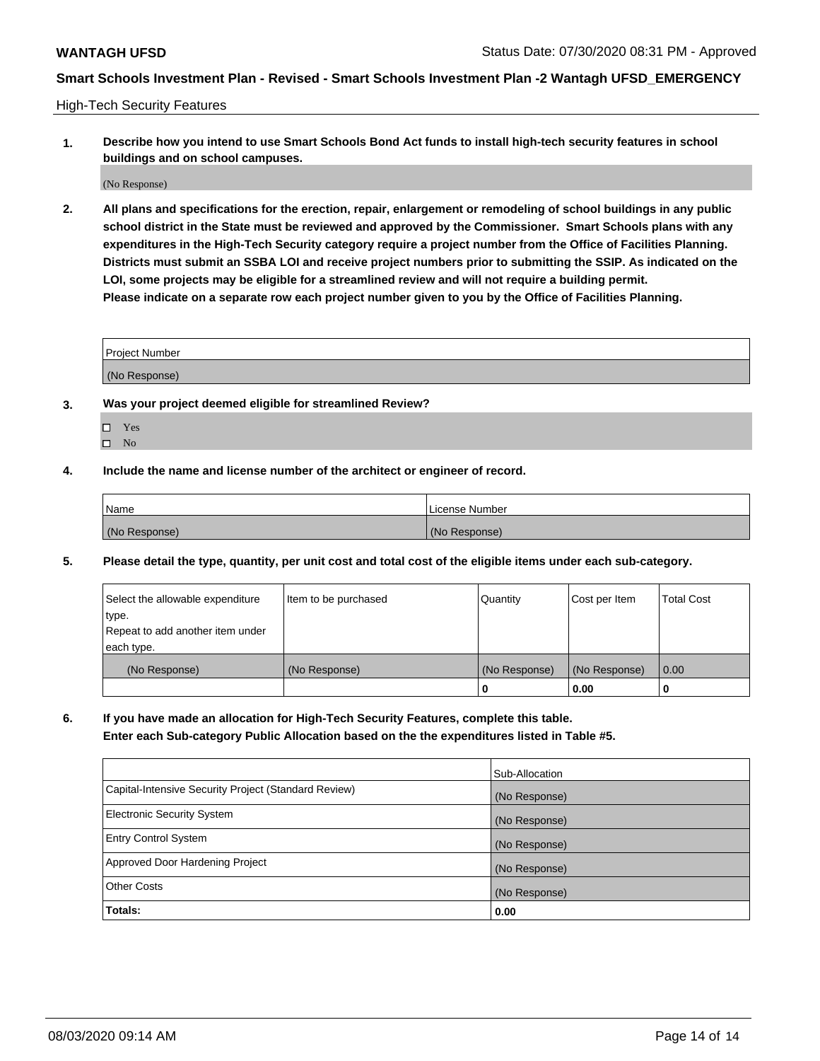High-Tech Security Features

1. **Describe how you intend to use Smart Schools Bond Act funds to install high-tech security features in school buildings and on school campuses.**

(No Response)

2. **All plans and specifications for the erection, repair, enlargement or remodeling of school buildings in any public school district in the State must be reviewed and approved by the Commissioner. Smart Schools plans with any expenditures in the High-Tech Security category require a project number from the Office of Facilities Planning. Districts must submit an SSBA LOI and receive project numbers prior to submitting the SSIP. As indicated on the LOI, some projects may be eligible for a streamlined review and will not require a building permit. Please indicate on a separate row each project number given to you by the Office of Facilities Planning.**

| Project Number |
|---|
| (No Response) |

3. **Was your project deemed eligible for streamlined Review?**

- ☐ Yes
- ☐ No

4. **Include the name and license number of the architect or engineer of record.**

| Name | License Number |
|---|---|
| (No Response) | (No Response) |

5. **Please detail the type, quantity, per unit cost and total cost of the eligible items under each sub-category.**

| Select the allowable expenditure type. Repeat to add another item under each type. | Item to be purchased | Quantity | Cost per Item | Total Cost |
|---|---|---|---|---|
| (No Response) | (No Response) | (No Response) | (No Response) | 0.00 |
| | | 0 | 0.00 | 0 |

6. **If you have made an allocation for High-Tech Security Features, complete this table. Enter each Sub-category Public Allocation based on the the expenditures listed in Table #5.**

| | Sub-Allocation |
|---|---|
| Capital-Intensive Security Project (Standard Review) | (No Response) |
| Electronic Security System | (No Response) |
| Entry Control System | (No Response) |
| Approved Door Hardening Project | (No Response) |
| Other Costs | (No Response) |
| **Totals:** | **0.00** |